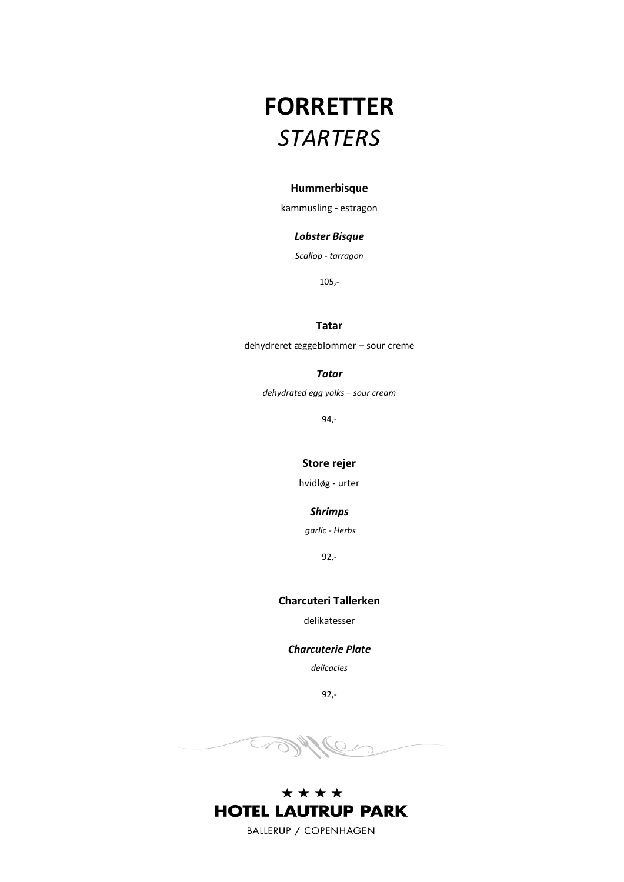# FORRETTER

## *STARTERS*

**Hummerbisque**

kammusling - estragon

***Lobster Bisque***

*Scallop - tarragon*

105,-

**Tatar**

dehydreret æggeblommer – sour creme

***Tatar***

*dehydrated egg yolks – sour cream*

94,-

**Store rejer**

hvidløg - urter

***Shrimps***

*garlic - Herbs*

92,-

**Charcuteri Tallerken**

delikatesser

***Charcuterie Plate***

*delicacies*

92,-

★ ★ ★ ★

**HOTEL LAUTRUP PARK**

BALLERUP / COPENHAGEN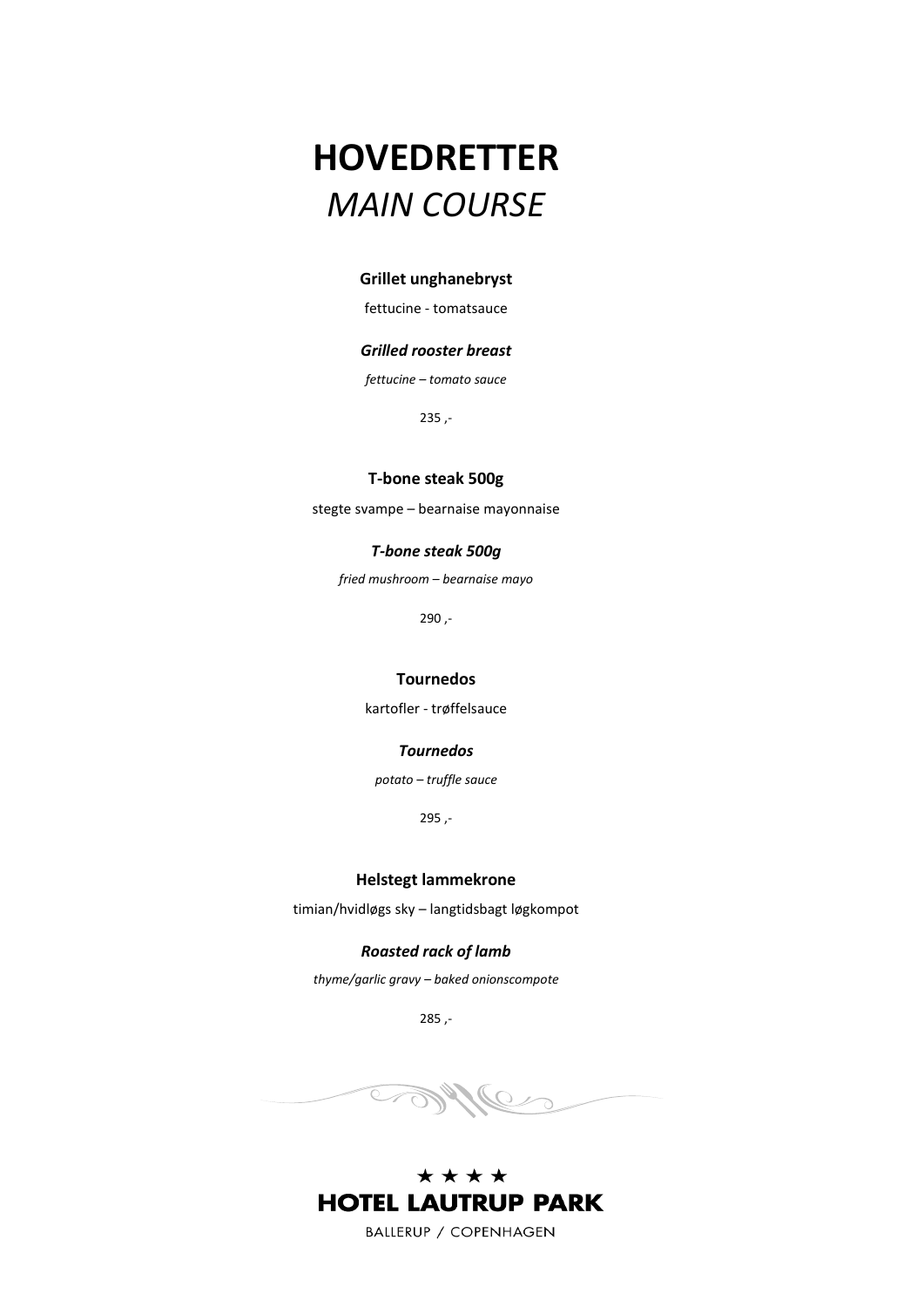# HOVEDRETTER
## *MAIN COURSE*

**Grillet unghanebryst**

fettucine - tomatsauce

***Grilled rooster breast***

*fettucine – tomato sauce*

235 ,-

**T-bone steak 500g**

stegte svampe – bearnaise mayonnaise

***T-bone steak 500g***

*fried mushroom – bearnaise mayo*

290 ,-

**Tournedos**

kartofler - trøffelsauce

***Tournedos***

*potato – truffle sauce*

295 ,-

**Helstegt lammekrone**

timian/hvidløgs sky – langtidsbagt løgkompot

***Roasted rack of lamb***

*thyme/garlic gravy – baked onionscompote*

285 ,-

★ ★ ★ ★

**HOTEL LAUTRUP PARK**

BALLERUP / COPENHAGEN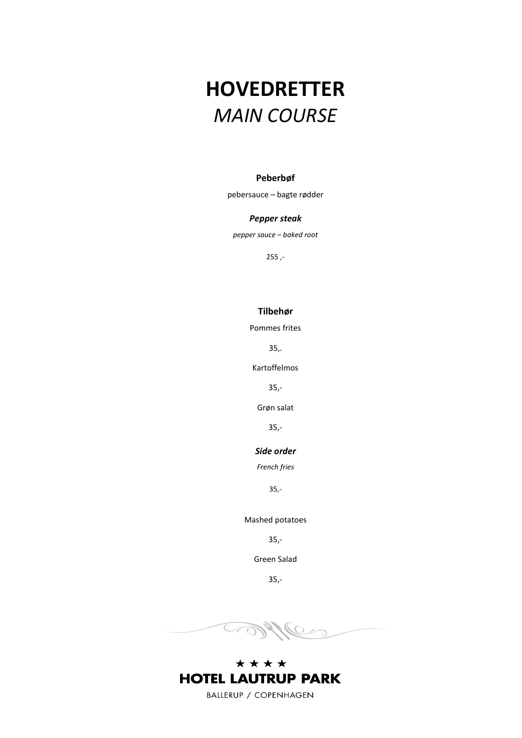# HOVEDRETTER
## *MAIN COURSE*

**Peberbøf**

pebersauce – bagte rødder

***Pepper steak***

*pepper sauce – baked root*

255 ,-

**Tilbehør**

Pommes frites

35,.

Kartoffelmos

35,-

Grøn salat

35,-

***Side order***

*French fries*

35,-

Mashed potatoes

35,-

Green Salad

35,-

★ ★ ★ ★
**HOTEL LAUTRUP PARK**
BALLERUP / COPENHAGEN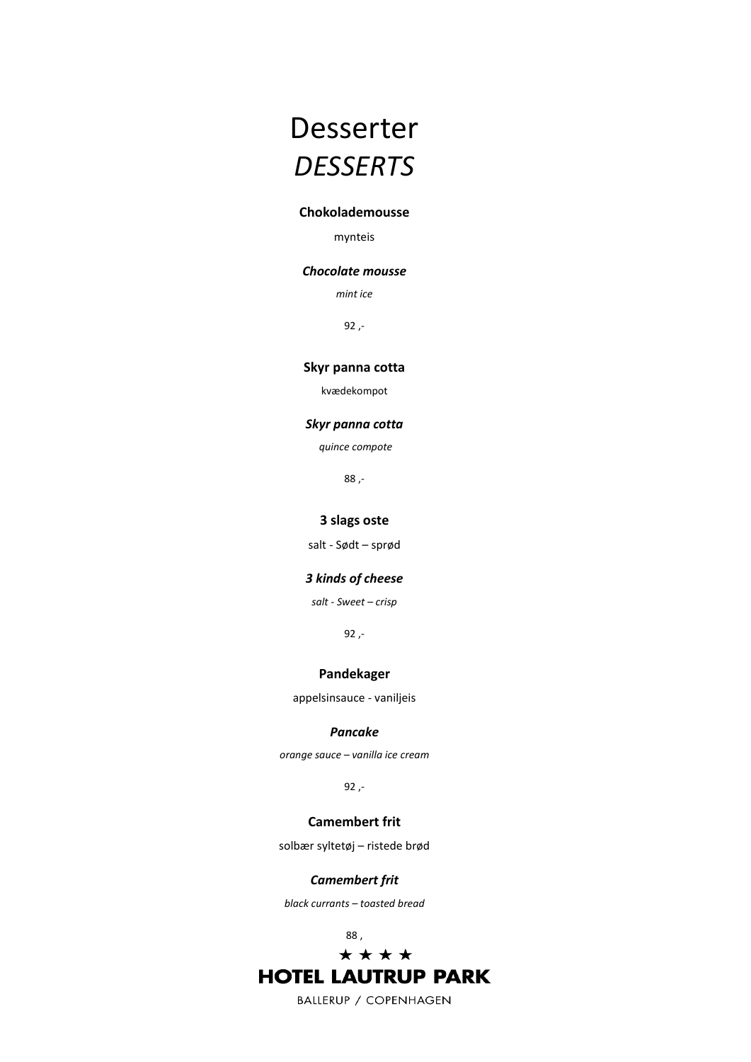# Desserter
# *DESSERTS*

**Chokolademousse**

mynteis

***Chocolate mousse***

*mint ice*

92 ,-

**Skyr panna cotta**

kvædekompot

***Skyr panna cotta***

*quince compote*

88 ,-

**3 slags oste**

salt - Sødt – sprød

***3 kinds of cheese***

*salt - Sweet – crisp*

92 ,-

**Pandekager**

appelsinsauce - vaniljeis

***Pancake***

*orange sauce – vanilla ice cream*

92 ,-

**Camembert frit**

solbær syltetøj – ristede brød

***Camembert frit***

*black currants – toasted bread*

88 ,

★ ★ ★ ★

**HOTEL LAUTRUP PARK**

BALLERUP / COPENHAGEN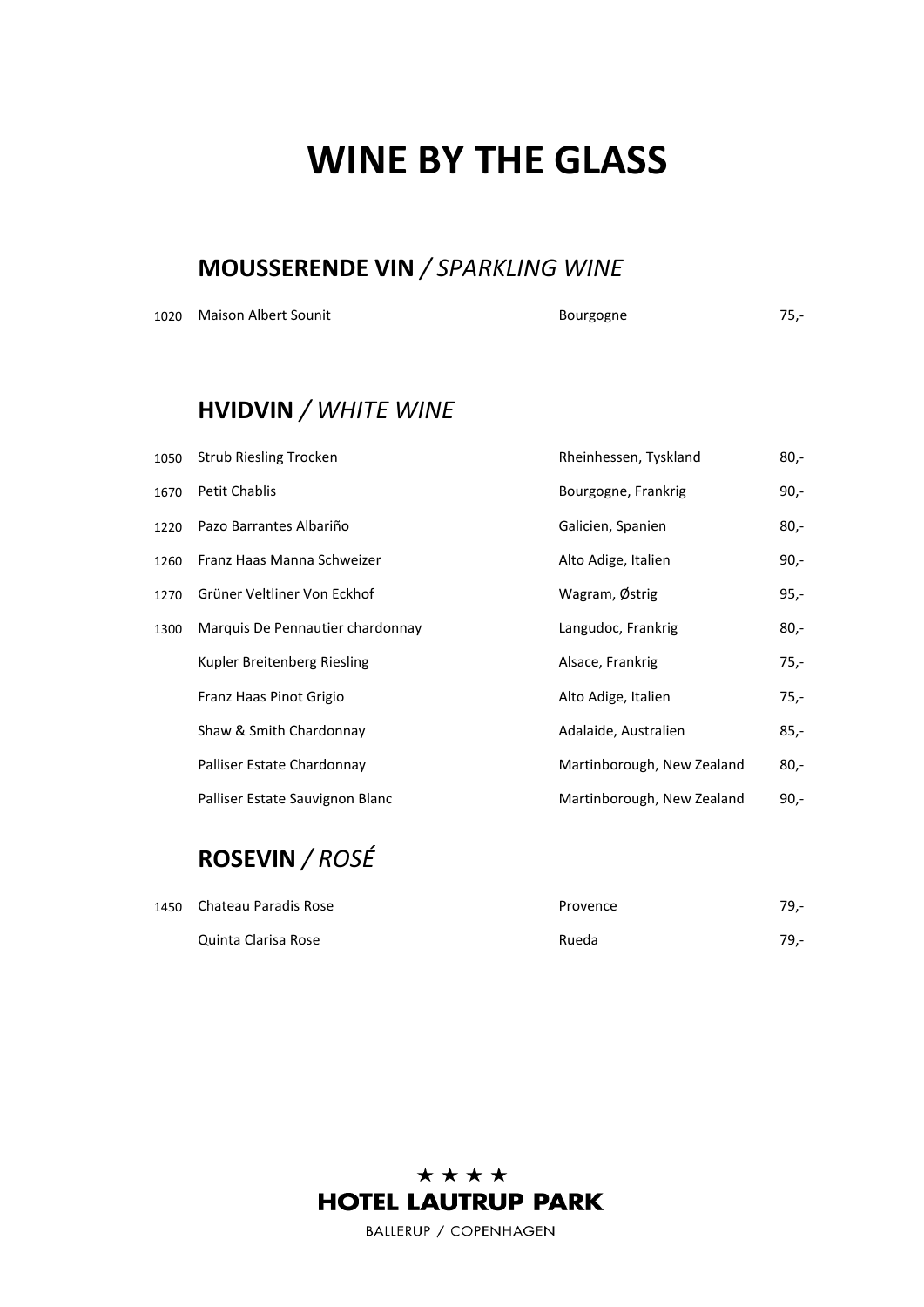# WINE BY THE GLASS

## MOUSSERENDE VIN / *SPARKLING WINE*

| | | | |
|---|---|---|---|
| 1020 | Maison Albert Sounit | Bourgogne | 75,- |

## HVIDVIN / *WHITE WINE*

| | | | |
|---|---|---|---|
| 1050 | Strub Riesling Trocken | Rheinhessen, Tyskland | 80,- |
| 1670 | Petit Chablis | Bourgogne, Frankrig | 90,- |
| 1220 | Pazo Barrantes Albariño | Galicien, Spanien | 80,- |
| 1260 | Franz Haas Manna Schweizer | Alto Adige, Italien | 90,- |
| 1270 | Grüner Veltliner Von Eckhof | Wagram, Østrig | 95,- |
| 1300 | Marquis De Pennautier chardonnay | Langudoc, Frankrig | 80,- |
| | Kupler Breitenberg Riesling | Alsace, Frankrig | 75,- |
| | Franz Haas Pinot Grigio | Alto Adige, Italien | 75,- |
| | Shaw & Smith Chardonnay | Adalaide, Australien | 85,- |
| | Palliser Estate Chardonnay | Martinborough, New Zealand | 80,- |
| | Palliser Estate Sauvignon Blanc | Martinborough, New Zealand | 90,- |

## ROSEVIN / *ROSÉ*

| | | | |
|---|---|---|---|
| 1450 | Chateau Paradis Rose | Provence | 79,- |
| | Quinta Clarisa Rose | Rueda | 79,- |

★ ★ ★ ★
**HOTEL LAUTRUP PARK**
BALLERUP / COPENHAGEN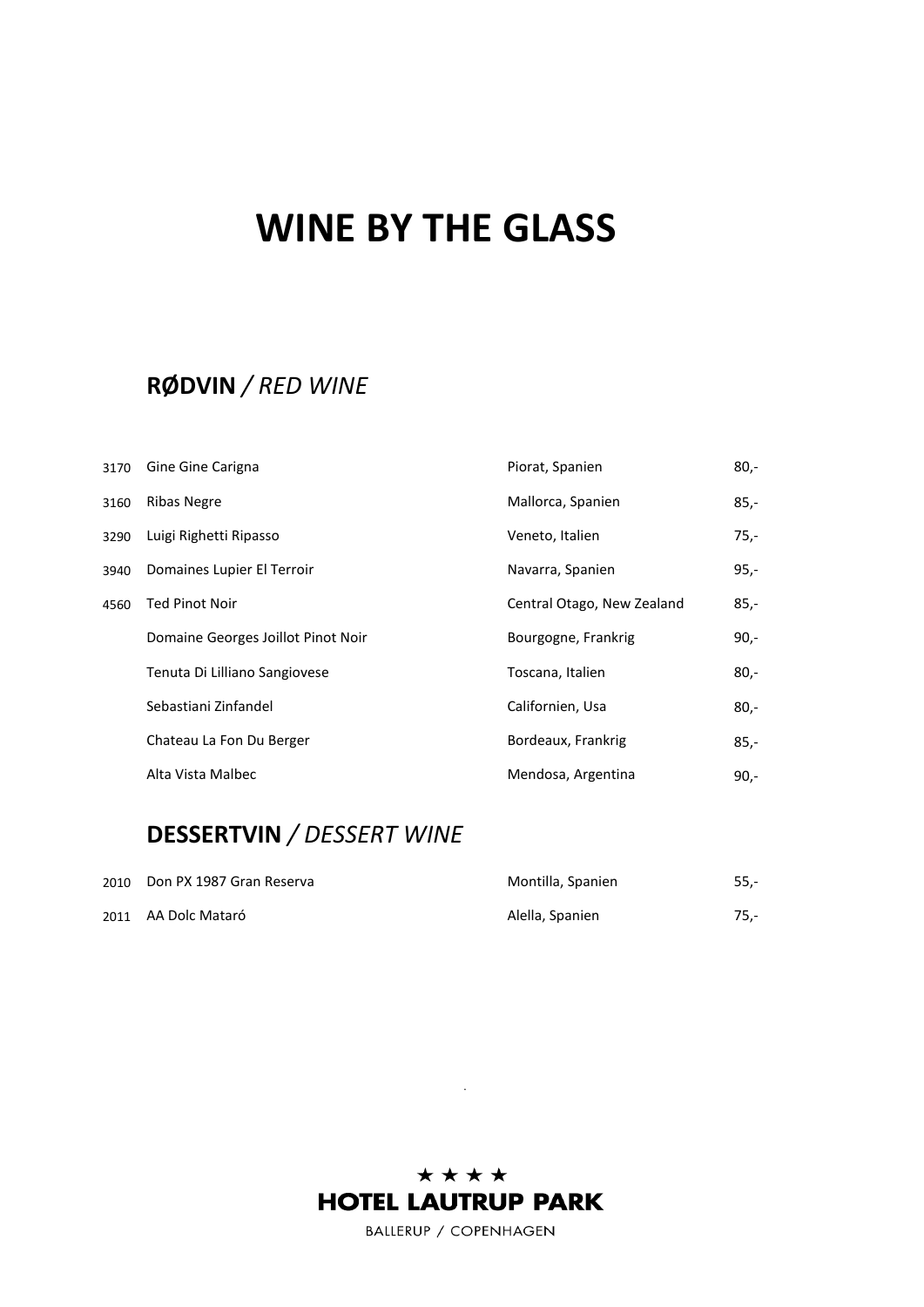# WINE BY THE GLASS

## RØDVIN / *RED WINE*

| | | | |
|---|---|---|---|
| 3170 | Gine Gine Carigna | Piorat, Spanien | 80,- |
| 3160 | Ribas Negre | Mallorca, Spanien | 85,- |
| 3290 | Luigi Righetti Ripasso | Veneto, Italien | 75,- |
| 3940 | Domaines Lupier El Terroir | Navarra, Spanien | 95,- |
| 4560 | Ted Pinot Noir | Central Otago, New Zealand | 85,- |
| | Domaine Georges Joillot Pinot Noir | Bourgogne, Frankrig | 90,- |
| | Tenuta Di Lilliano Sangiovese | Toscana, Italien | 80,- |
| | Sebastiani Zinfandel | Californien, Usa | 80,- |
| | Chateau La Fon Du Berger | Bordeaux, Frankrig | 85,- |
| | Alta Vista Malbec | Mendosa, Argentina | 90,- |

## DESSERTVIN / *DESSERT WINE*

| | | | |
|---|---|---|---|
| 2010 | Don PX 1987 Gran Reserva | Montilla, Spanien | 55,- |
| 2011 | AA Dolc Mataró | Alella, Spanien | 75,- |

★ ★ ★ ★
HOTEL LAUTRUP PARK
BALLERUP / COPENHAGEN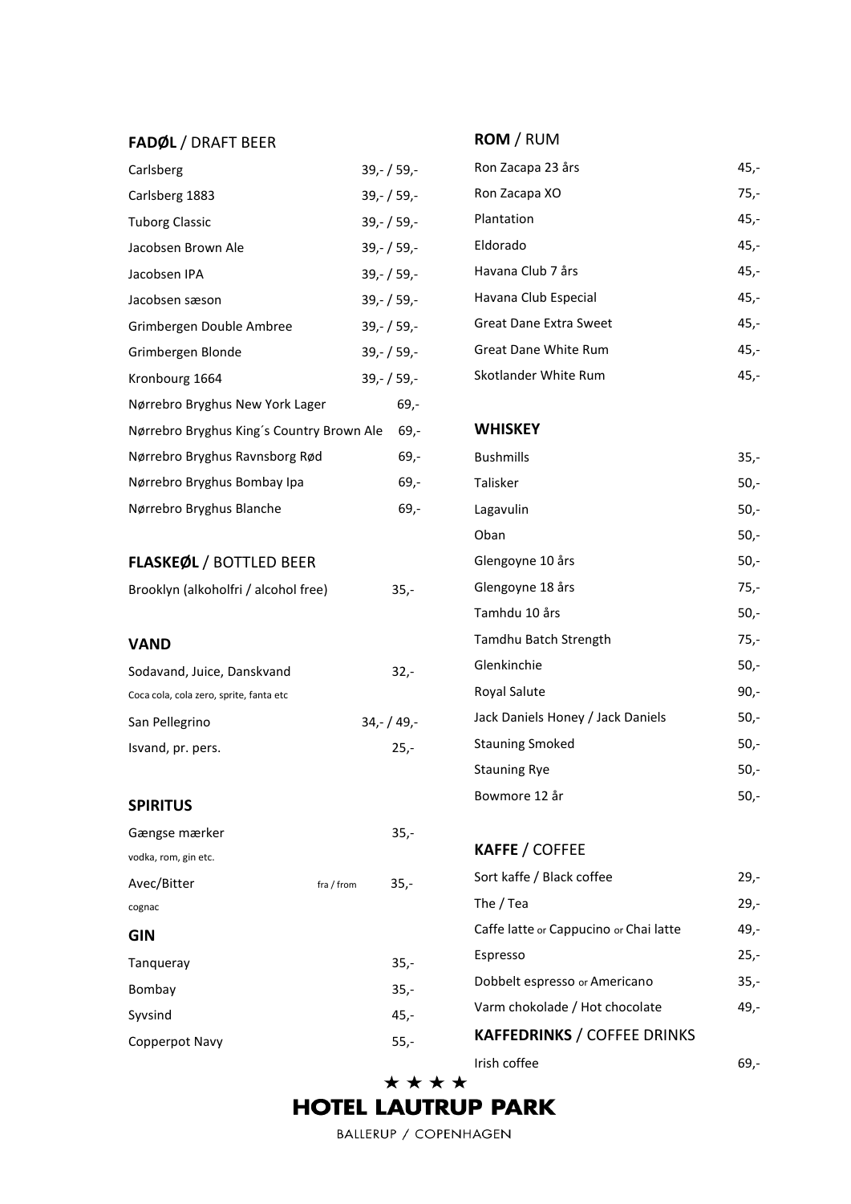## **FADØL** / DRAFT BEER

| | |
|---|---|
| Carlsberg | 39,- / 59,- |
| Carlsberg 1883 | 39,- / 59,- |
| Tuborg Classic | 39,- / 59,- |
| Jacobsen Brown Ale | 39,- / 59,- |
| Jacobsen IPA | 39,- / 59,- |
| Jacobsen sæson | 39,- / 59,- |
| Grimbergen Double Ambree | 39,- / 59,- |
| Grimbergen Blonde | 39,- / 59,- |
| Kronbourg 1664 | 39,- / 59,- |
| Nørrebro Bryghus New York Lager | 69,- |
| Nørrebro Bryghus King´s Country Brown Ale | 69,- |
| Nørrebro Bryghus Ravnsborg Rød | 69,- |
| Nørrebro Bryghus Bombay Ipa | 69,- |
| Nørrebro Bryghus Blanche | 69,- |

## **FLASKEØL** / BOTTLED BEER

| | |
|---|---|
| Brooklyn (alkoholfri / alcohol free) | 35,- |

## **VAND**

| | |
|---|---|
| Sodavand, Juice, Danskvand<br>Coca cola, cola zero, sprite, fanta etc | 32,- |
| San Pellegrino | 34,- / 49,- |
| Isvand, pr. pers. | 25,- |

## **SPIRITUS**

| | |
|---|---|
| Gængse mærker<br>vodka, rom, gin etc. | 35,- |
| Avec/Bitter<br>cognac | fra / from 35,- |

## **GIN**

| | |
|---|---|
| Tanqueray | 35,- |
| Bombay | 35,- |
| Syvsind | 45,- |
| Copperpot Navy | 55,- |

## **ROM** / RUM

| | |
|---|---|
| Ron Zacapa 23 års | 45,- |
| Ron Zacapa XO | 75,- |
| Plantation | 45,- |
| Eldorado | 45,- |
| Havana Club 7 års | 45,- |
| Havana Club Especial | 45,- |
| Great Dane Extra Sweet | 45,- |
| Great Dane White Rum | 45,- |
| Skotlander White Rum | 45,- |

## **WHISKEY**

| | |
|---|---|
| Bushmills | 35,- |
| Talisker | 50,- |
| Lagavulin | 50,- |
| Oban | 50,- |
| Glengoyne 10 års | 50,- |
| Glengoyne 18 års | 75,- |
| Tamhdu 10 års | 50,- |
| Tamdhu Batch Strength | 75,- |
| Glenkinchie | 50,- |
| Royal Salute | 90,- |
| Jack Daniels Honey / Jack Daniels | 50,- |
| Stauning Smoked | 50,- |
| Stauning Rye | 50,- |
| Bowmore 12 år | 50,- |

## **KAFFE** / COFFEE

| | |
|---|---|
| Sort kaffe / Black coffee | 29,- |
| The / Tea | 29,- |
| Caffe latte or Cappucino or Chai latte | 49,- |
| Espresso | 25,- |
| Dobbelt espresso or Americano | 35,- |
| Varm chokolade / Hot chocolate | 49,- |

## **KAFFEDRINKS** / COFFEE DRINKS

| | |
|---|---|
| Irish coffee | 69,- |

★ ★ ★ ★
**HOTEL LAUTRUP PARK**
BALLERUP / COPENHAGEN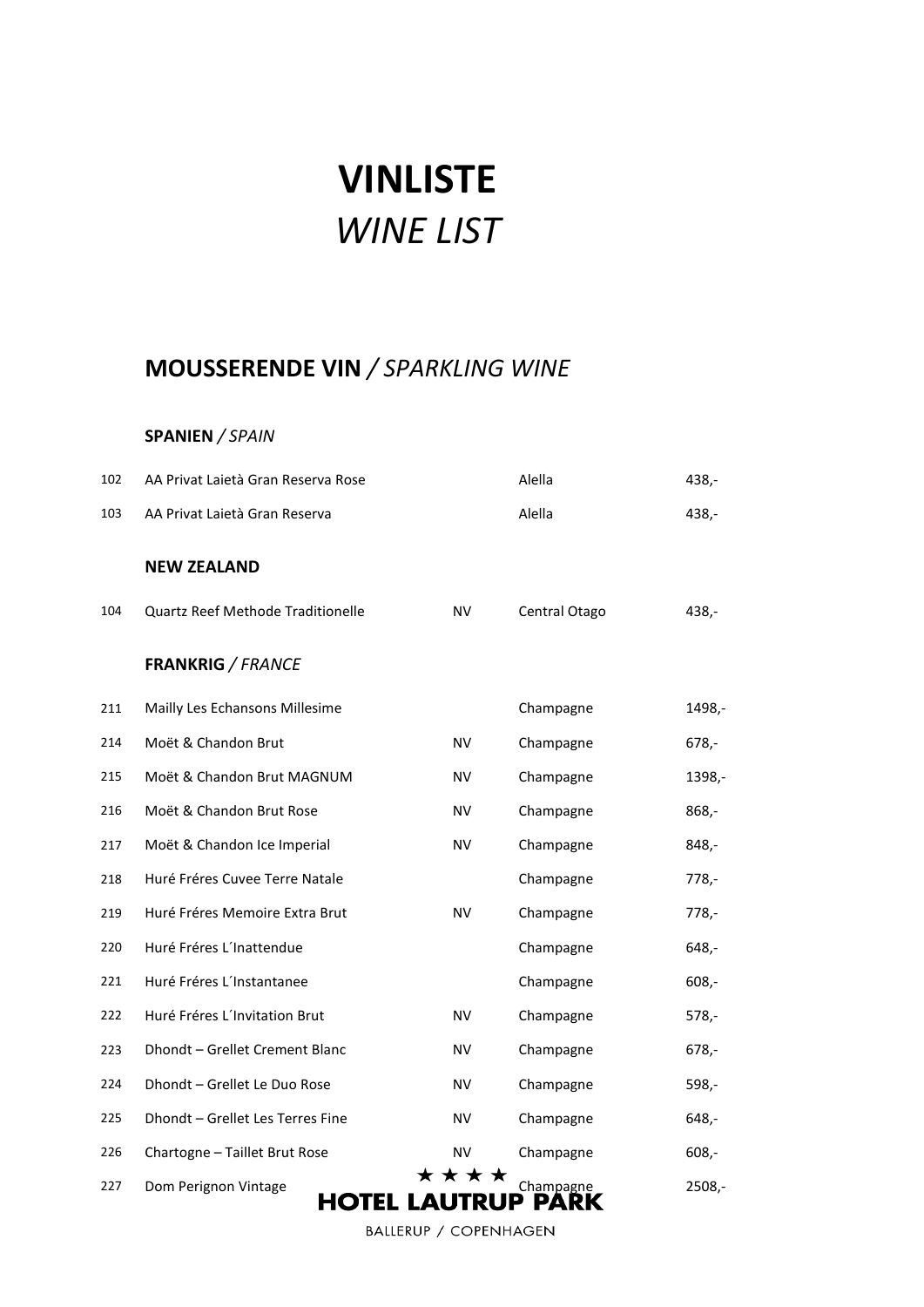# **VINLISTE**
# *WINE LIST*

## **MOUSSERENDE VIN** / *SPARKLING WINE*

### **SPANIEN** / *SPAIN*

| | | | | |
|---|---|---|---|---|
| 102 | AA Privat Laietà Gran Reserva Rose | | Alella | 438,- |
| 103 | AA Privat Laietà Gran Reserva | | Alella | 438,- |

### **NEW ZEALAND**

| | | | | |
|---|---|---|---|---|
| 104 | Quartz Reef Methode Traditionelle | NV | Central Otago | 438,- |

### **FRANKRIG** / *FRANCE*

| | | | | |
|---|---|---|---|---|
| 211 | Mailly Les Echansons Millesime | | Champagne | 1498,- |
| 214 | Moët & Chandon Brut | NV | Champagne | 678,- |
| 215 | Moët & Chandon Brut MAGNUM | NV | Champagne | 1398,- |
| 216 | Moët & Chandon Brut Rose | NV | Champagne | 868,- |
| 217 | Moët & Chandon Ice Imperial | NV | Champagne | 848,- |
| 218 | Huré Fréres Cuvee Terre Natale | | Champagne | 778,- |
| 219 | Huré Fréres Memoire Extra Brut | NV | Champagne | 778,- |
| 220 | Huré Fréres L´Inattendue | | Champagne | 648,- |
| 221 | Huré Fréres L´Instantanee | | Champagne | 608,- |
| 222 | Huré Fréres L´Invitation Brut | NV | Champagne | 578,- |
| 223 | Dhondt – Grellet Crement Blanc | NV | Champagne | 678,- |
| 224 | Dhondt – Grellet Le Duo Rose | NV | Champagne | 598,- |
| 225 | Dhondt – Grellet Les Terres Fine | NV | Champagne | 648,- |
| 226 | Chartogne – Taillet Brut Rose | NV | Champagne | 608,- |
| 227 | Dom Perignon Vintage | | Champagne | 2508,- |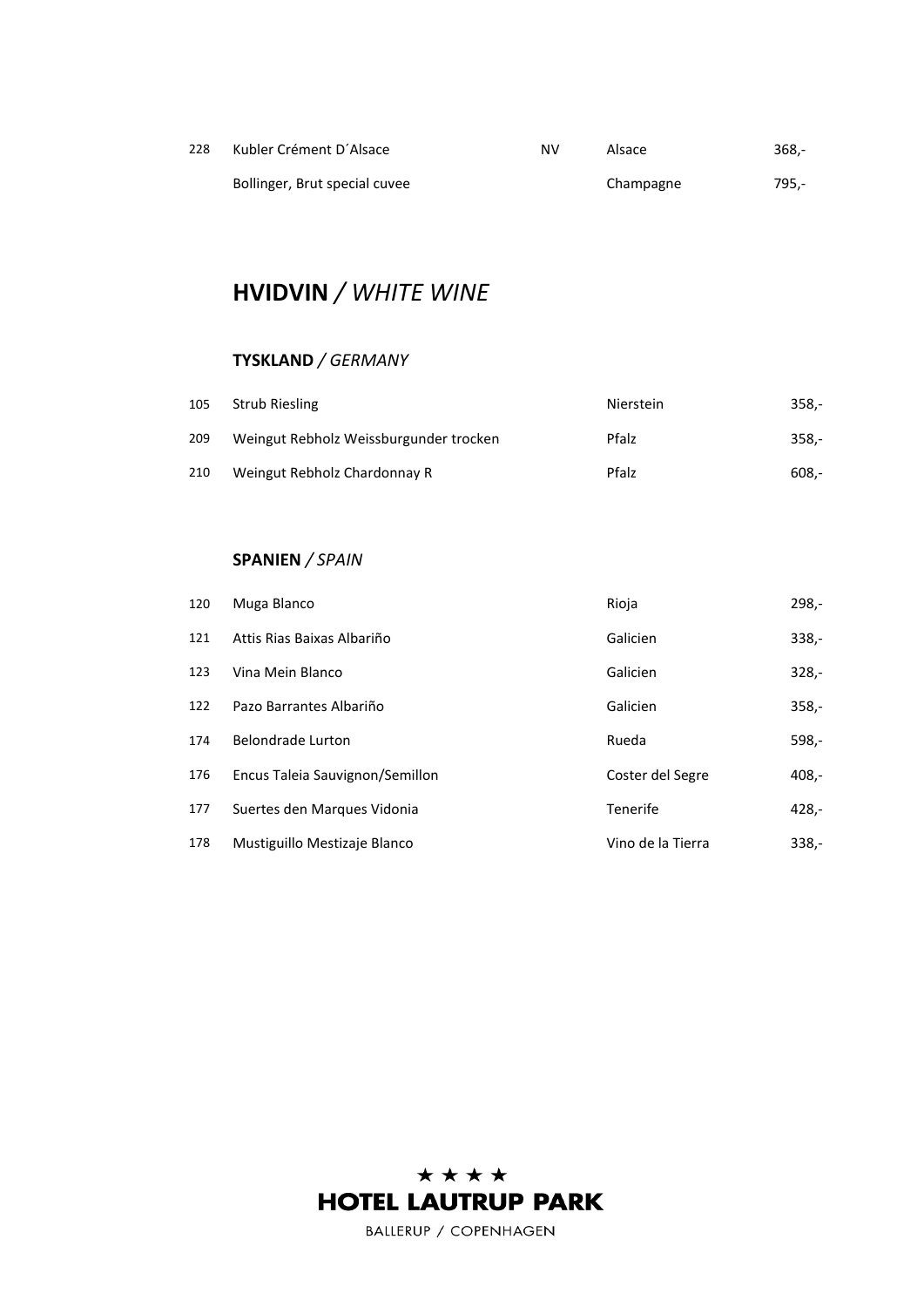| | | | | |
|---|---|---|---|---|
| 228 | Kubler Crément D´Alsace | NV | Alsace | 368,- |
| | Bollinger, Brut special cuvee | | Champagne | 795,- |

# HVIDVIN / *WHITE WINE*

## TYSKLAND / *GERMANY*

| | | | |
|---|---|---|---|
| 105 | Strub Riesling | Nierstein | 358,- |
| 209 | Weingut Rebholz Weissburgunder trocken | Pfalz | 358,- |
| 210 | Weingut Rebholz Chardonnay R | Pfalz | 608,- |

## SPANIEN / *SPAIN*

| | | | |
|---|---|---|---|
| 120 | Muga Blanco | Rioja | 298,- |
| 121 | Attis Rias Baixas Albariño | Galicien | 338,- |
| 123 | Vina Mein Blanco | Galicien | 328,- |
| 122 | Pazo Barrantes Albariño | Galicien | 358,- |
| 174 | Belondrade Lurton | Rueda | 598,- |
| 176 | Encus Taleia Sauvignon/Semillon | Coster del Segre | 408,- |
| 177 | Suertes den Marques Vidonia | Tenerife | 428,- |
| 178 | Mustiguillo Mestizaje Blanco | Vino de la Tierra | 338,- |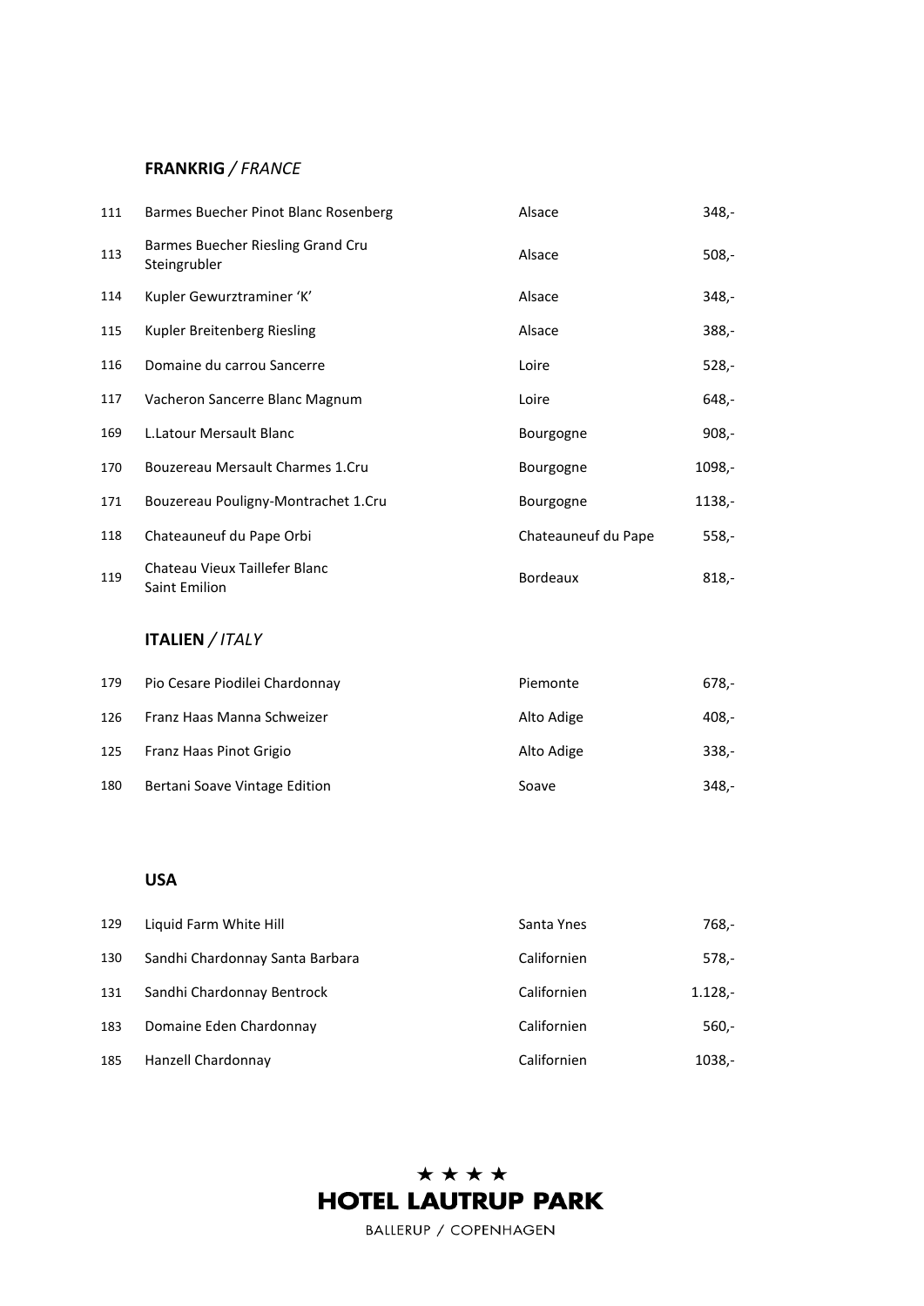## **FRANKRIG** / *FRANCE*

| | | | |
|---|---|---|---|
| 111 | Barmes Buecher Pinot Blanc Rosenberg | Alsace | 348,- |
| 113 | Barmes Buecher Riesling Grand Cru Steingrubler | Alsace | 508,- |
| 114 | Kupler Gewurztraminer 'K' | Alsace | 348,- |
| 115 | Kupler Breitenberg Riesling | Alsace | 388,- |
| 116 | Domaine du carrou Sancerre | Loire | 528,- |
| 117 | Vacheron Sancerre Blanc Magnum | Loire | 648,- |
| 169 | L.Latour Mersault Blanc | Bourgogne | 908,- |
| 170 | Bouzereau Mersault Charmes 1.Cru | Bourgogne | 1098,- |
| 171 | Bouzereau Pouligny-Montrachet 1.Cru | Bourgogne | 1138,- |
| 118 | Chateauneuf du Pape Orbi | Chateauneuf du Pape | 558,- |
| 119 | Chateau Vieux Taillefer Blanc Saint Emilion | Bordeaux | 818,- |

## **ITALIEN** / *ITALY*

| | | | |
|---|---|---|---|
| 179 | Pio Cesare Piodilei Chardonnay | Piemonte | 678,- |
| 126 | Franz Haas Manna Schweizer | Alto Adige | 408,- |
| 125 | Franz Haas Pinot Grigio | Alto Adige | 338,- |
| 180 | Bertani Soave Vintage Edition | Soave | 348,- |

## **USA**

| | | | |
|---|---|---|---|
| 129 | Liquid Farm White Hill | Santa Ynes | 768,- |
| 130 | Sandhi Chardonnay Santa Barbara | Californien | 578,- |
| 131 | Sandhi Chardonnay Bentrock | Californien | 1.128,- |
| 183 | Domaine Eden Chardonnay | Californien | 560,- |
| 185 | Hanzell Chardonnay | Californien | 1038,- |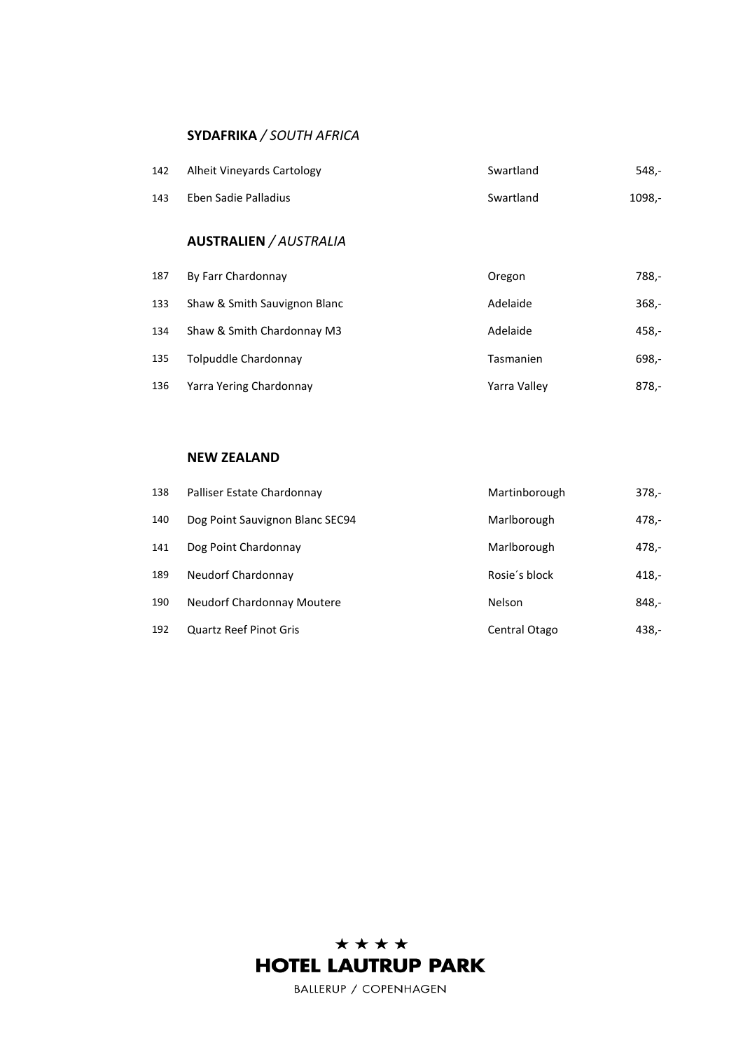## **SYDAFRIKA** */ SOUTH AFRICA*

| | | | |
|---|---|---|---|
| 142 | Alheit Vineyards Cartology | Swartland | 548,- |
| 143 | Eben Sadie Palladius | Swartland | 1098,- |

## **AUSTRALIEN** */ AUSTRALIA*

| | | | |
|---|---|---|---|
| 187 | By Farr Chardonnay | Oregon | 788,- |
| 133 | Shaw & Smith Sauvignon Blanc | Adelaide | 368,- |
| 134 | Shaw & Smith Chardonnay M3 | Adelaide | 458,- |
| 135 | Tolpuddle Chardonnay | Tasmanien | 698,- |
| 136 | Yarra Yering Chardonnay | Yarra Valley | 878,- |

## **NEW ZEALAND**

| | | | |
|---|---|---|---|
| 138 | Palliser Estate Chardonnay | Martinborough | 378,- |
| 140 | Dog Point Sauvignon Blanc SEC94 | Marlborough | 478,- |
| 141 | Dog Point Chardonnay | Marlborough | 478,- |
| 189 | Neudorf Chardonnay | Rosie´s block | 418,- |
| 190 | Neudorf Chardonnay Moutere | Nelson | 848,- |
| 192 | Quartz Reef Pinot Gris | Central Otago | 438,- |

★ ★ ★ ★
**HOTEL LAUTRUP PARK**
BALLERUP / COPENHAGEN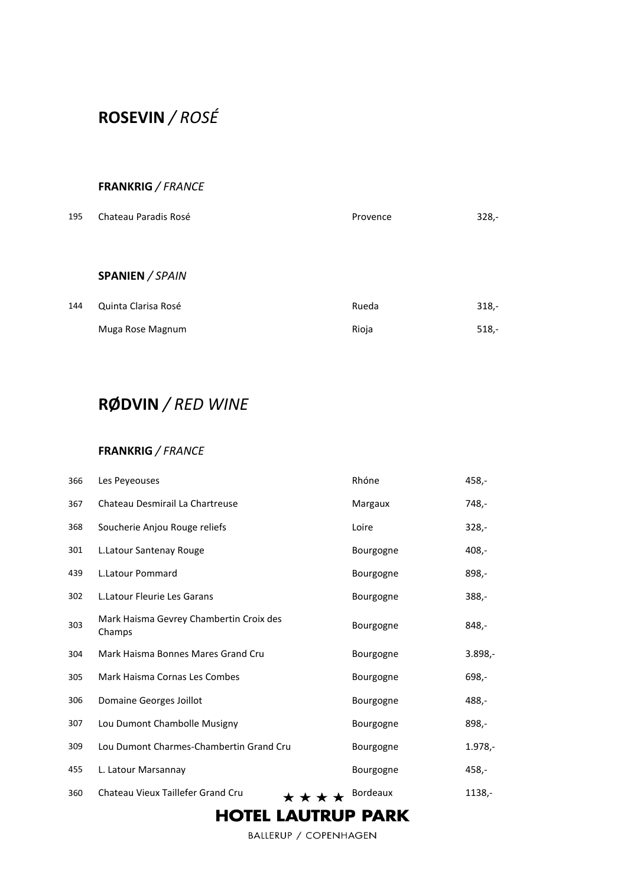# **ROSEVIN** / *ROSÉ*

## **FRANKRIG** / *FRANCE*

| | | | |
|---|---|---|---|
| 195 | Chateau Paradis Rosé | Provence | 328,- |

## **SPANIEN** / *SPAIN*

| | | | |
|---|---|---|---|
| 144 | Quinta Clarisa Rosé | Rueda | 318,- |
| | Muga Rose Magnum | Rioja | 518,- |

# **RØDVIN** / *RED WINE*

## **FRANKRIG** / *FRANCE*

| | | | |
|---|---|---|---|
| 366 | Les Peyeouses | Rhóne | 458,- |
| 367 | Chateau Desmirail La Chartreuse | Margaux | 748,- |
| 368 | Soucherie Anjou Rouge reliefs | Loire | 328,- |
| 301 | L.Latour Santenay Rouge | Bourgogne | 408,- |
| 439 | L.Latour Pommard | Bourgogne | 898,- |
| 302 | L.Latour Fleurie Les Garans | Bourgogne | 388,- |
| 303 | Mark Haisma Gevrey Chambertin Croix des Champs | Bourgogne | 848,- |
| 304 | Mark Haisma Bonnes Mares Grand Cru | Bourgogne | 3.898,- |
| 305 | Mark Haisma Cornas Les Combes | Bourgogne | 698,- |
| 306 | Domaine Georges Joillot | Bourgogne | 488,- |
| 307 | Lou Dumont Chambolle Musigny | Bourgogne | 898,- |
| 309 | Lou Dumont Charmes-Chambertin Grand Cru | Bourgogne | 1.978,- |
| 455 | L. Latour Marsannay | Bourgogne | 458,- |
| 360 | Chateau Vieux Taillefer Grand Cru | Bordeaux | 1138,- |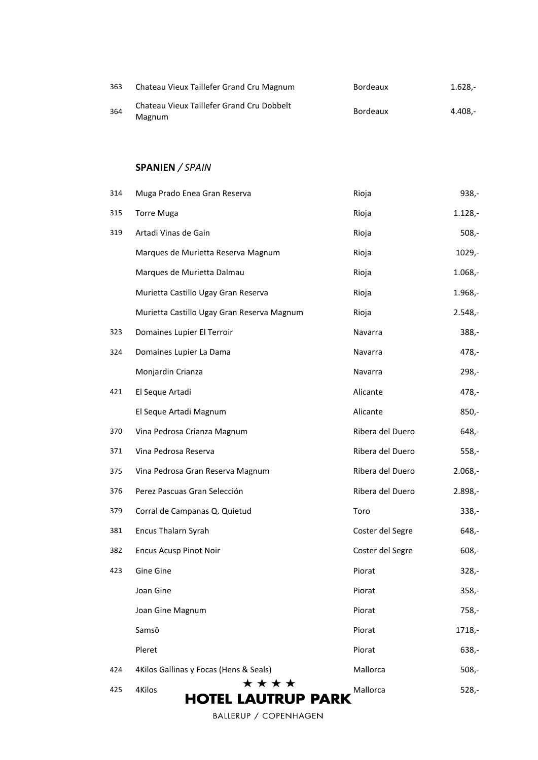| | | | |
|---|---|---|---|
| 363 | Chateau Vieux Taillefer Grand Cru Magnum | Bordeaux | 1.628,- |
| 364 | Chateau Vieux Taillefer Grand Cru Dobbelt Magnum | Bordeaux | 4.408,- |

## **SPANIEN** / *SPAIN*

| | | | |
|---|---|---|---|
| 314 | Muga Prado Enea Gran Reserva | Rioja | 938,- |
| 315 | Torre Muga | Rioja | 1.128,- |
| 319 | Artadi Vinas de Gain | Rioja | 508,- |
| | Marques de Murietta Reserva Magnum | Rioja | 1029,- |
| | Marques de Murietta Dalmau | Rioja | 1.068,- |
| | Murietta Castillo Ugay Gran Reserva | Rioja | 1.968,- |
| | Murietta Castillo Ugay Gran Reserva Magnum | Rioja | 2.548,- |
| 323 | Domaines Lupier El Terroir | Navarra | 388,- |
| 324 | Domaines Lupier La Dama | Navarra | 478,- |
| | Monjardin Crianza | Navarra | 298,- |
| 421 | El Seque Artadi | Alicante | 478,- |
| | El Seque Artadi Magnum | Alicante | 850,- |
| 370 | Vina Pedrosa Crianza Magnum | Ribera del Duero | 648,- |
| 371 | Vina Pedrosa Reserva | Ribera del Duero | 558,- |
| 375 | Vina Pedrosa Gran Reserva Magnum | Ribera del Duero | 2.068,- |
| 376 | Perez Pascuas Gran Selección | Ribera del Duero | 2.898,- |
| 379 | Corral de Campanas Q. Quietud | Toro | 338,- |
| 381 | Encus Thalarn Syrah | Coster del Segre | 648,- |
| 382 | Encus Acusp Pinot Noir | Coster del Segre | 608,- |
| 423 | Gine Gine | Piorat | 328,- |
| | Joan Gine | Piorat | 358,- |
| | Joan Gine Magnum | Piorat | 758,- |
| | Samsö | Piorat | 1718,- |
| | Pleret | Piorat | 638,- |
| 424 | 4Kilos Gallinas y Focas (Hens & Seals) | Mallorca | 508,- |
| 425 | 4Kilos | Mallorca | 528,- |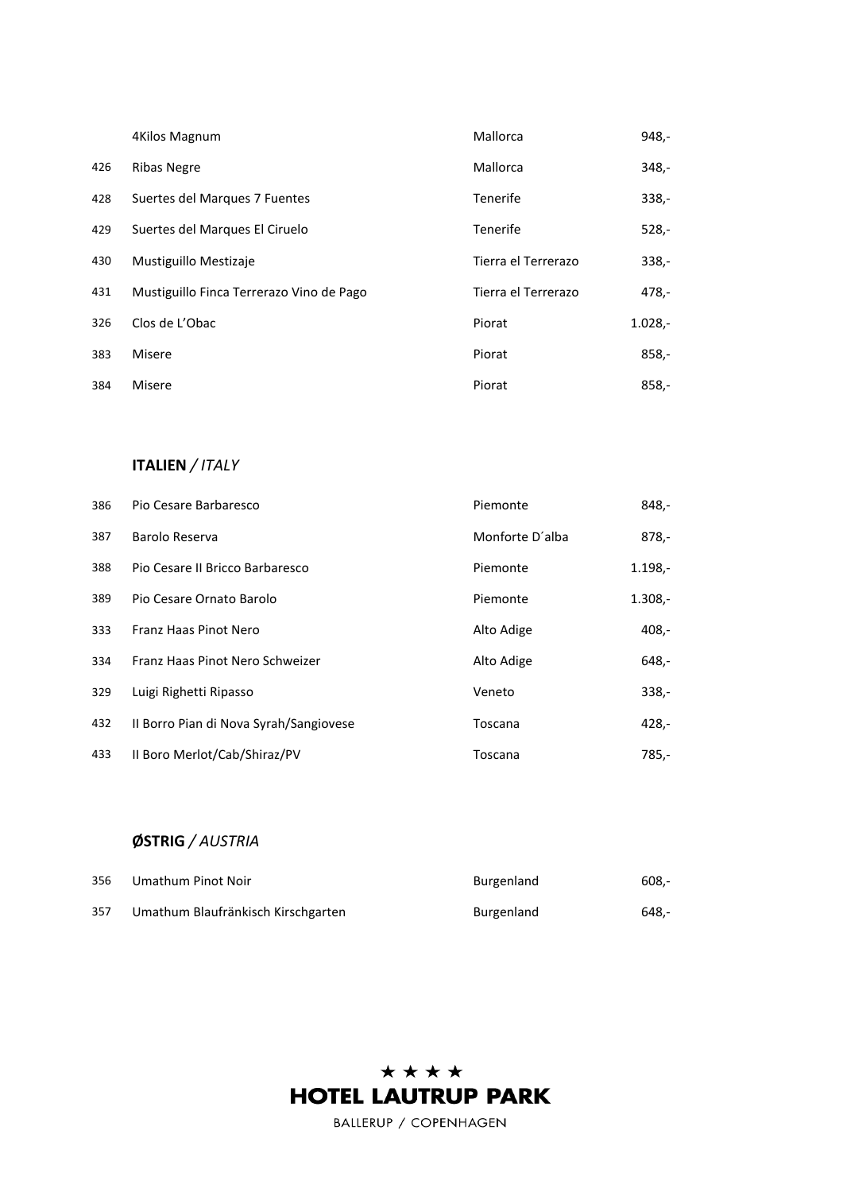| | | | |
|---|---|---|---|
| | 4Kilos Magnum | Mallorca | 948,- |
| 426 | Ribas Negre | Mallorca | 348,- |
| 428 | Suertes del Marques 7 Fuentes | Tenerife | 338,- |
| 429 | Suertes del Marques El Ciruelo | Tenerife | 528,- |
| 430 | Mustiguillo Mestizaje | Tierra el Terrerazo | 338,- |
| 431 | Mustiguillo Finca Terrerazo Vino de Pago | Tierra el Terrerazo | 478,- |
| 326 | Clos de L'Obac | Piorat | 1.028,- |
| 383 | Misere | Piorat | 858,- |
| 384 | Misere | Piorat | 858,- |

## **ITALIEN** / *ITALY*

| | | | |
|---|---|---|---|
| 386 | Pio Cesare Barbaresco | Piemonte | 848,- |
| 387 | Barolo Reserva | Monforte D´alba | 878,- |
| 388 | Pio Cesare II Bricco Barbaresco | Piemonte | 1.198,- |
| 389 | Pio Cesare Ornato Barolo | Piemonte | 1.308,- |
| 333 | Franz Haas Pinot Nero | Alto Adige | 408,- |
| 334 | Franz Haas Pinot Nero Schweizer | Alto Adige | 648,- |
| 329 | Luigi Righetti Ripasso | Veneto | 338,- |
| 432 | II Borro Pian di Nova Syrah/Sangiovese | Toscana | 428,- |
| 433 | II Boro Merlot/Cab/Shiraz/PV | Toscana | 785,- |

## **ØSTRIG** / *AUSTRIA*

| | | | |
|---|---|---|---|
| 356 | Umathum Pinot Noir | Burgenland | 608,- |
| 357 | Umathum Blaufränkisch Kirschgarten | Burgenland | 648,- |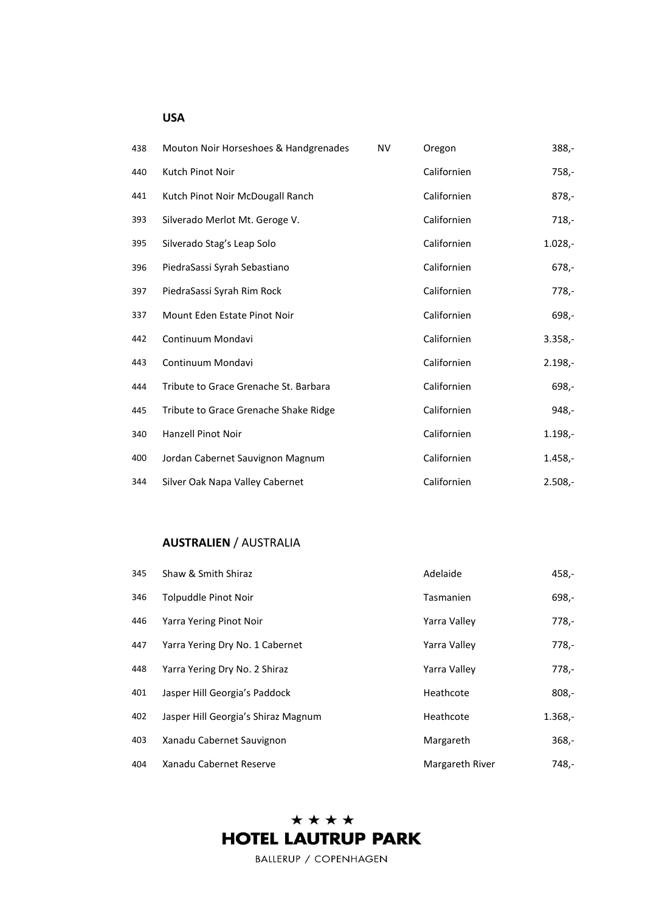## USA

| | | | | |
|---|---|---|---|---|
| 438 | Mouton Noir Horseshoes & Handgrenades | NV | Oregon | 388,- |
| 440 | Kutch Pinot Noir | | Californien | 758,- |
| 441 | Kutch Pinot Noir McDougall Ranch | | Californien | 878,- |
| 393 | Silverado Merlot Mt. Geroge V. | | Californien | 718,- |
| 395 | Silverado Stag's Leap Solo | | Californien | 1.028,- |
| 396 | PiedraSassi Syrah Sebastiano | | Californien | 678,- |
| 397 | PiedraSassi Syrah Rim Rock | | Californien | 778,- |
| 337 | Mount Eden Estate Pinot Noir | | Californien | 698,- |
| 442 | Continuum Mondavi | | Californien | 3.358,- |
| 443 | Continuum Mondavi | | Californien | 2.198,- |
| 444 | Tribute to Grace Grenache St. Barbara | | Californien | 698,- |
| 445 | Tribute to Grace Grenache Shake Ridge | | Californien | 948,- |
| 340 | Hanzell Pinot Noir | | Californien | 1.198,- |
| 400 | Jordan Cabernet Sauvignon Magnum | | Californien | 1.458,- |
| 344 | Silver Oak Napa Valley Cabernet | | Californien | 2.508,- |

## AUSTRALIEN / AUSTRALIA

| | | | |
|---|---|---|---|
| 345 | Shaw & Smith Shiraz | Adelaide | 458,- |
| 346 | Tolpuddle Pinot Noir | Tasmanien | 698,- |
| 446 | Yarra Yering Pinot Noir | Yarra Valley | 778,- |
| 447 | Yarra Yering Dry No. 1 Cabernet | Yarra Valley | 778,- |
| 448 | Yarra Yering Dry No. 2 Shiraz | Yarra Valley | 778,- |
| 401 | Jasper Hill Georgia's Paddock | Heathcote | 808,- |
| 402 | Jasper Hill Georgia's Shiraz Magnum | Heathcote | 1.368,- |
| 403 | Xanadu Cabernet Sauvignon | Margareth | 368,- |
| 404 | Xanadu Cabernet Reserve | Margareth River | 748,- |

★ ★ ★ ★
**HOTEL LAUTRUP PARK**
BALLERUP / COPENHAGEN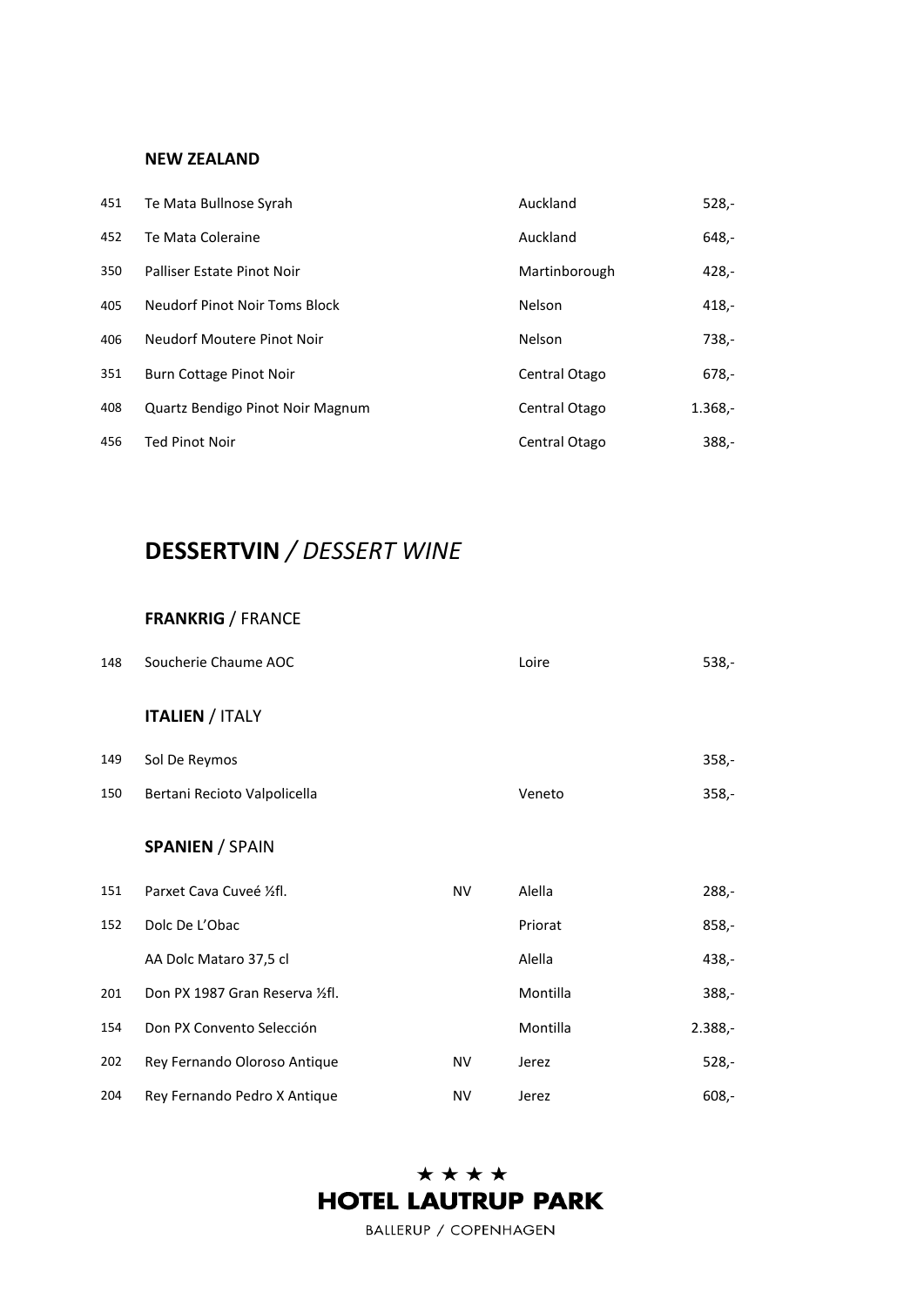### NEW ZEALAND

| | | | | |
|---|---|---|---|---|
| 451 | Te Mata Bullnose Syrah | | Auckland | 528,- |
| 452 | Te Mata Coleraine | | Auckland | 648,- |
| 350 | Palliser Estate Pinot Noir | | Martinborough | 428,- |
| 405 | Neudorf Pinot Noir Toms Block | | Nelson | 418,- |
| 406 | Neudorf Moutere Pinot Noir | | Nelson | 738,- |
| 351 | Burn Cottage Pinot Noir | | Central Otago | 678,- |
| 408 | Quartz Bendigo Pinot Noir Magnum | | Central Otago | 1.368,- |
| 456 | Ted Pinot Noir | | Central Otago | 388,- |

# DESSERTVIN / *DESSERT WINE*

### FRANKRIG / FRANCE

| | | | | |
|---|---|---|---|---|
| 148 | Soucherie Chaume AOC | | Loire | 538,- |

### ITALIEN / ITALY

| | | | | |
|---|---|---|---|---|
| 149 | Sol De Reymos | | | 358,- |
| 150 | Bertani Recioto Valpolicella | | Veneto | 358,- |

### SPANIEN / SPAIN

| | | | | |
|---|---|---|---|---|
| 151 | Parxet Cava Cuveé ½fl. | NV | Alella | 288,- |
| 152 | Dolc De L'Obac | | Priorat | 858,- |
| | AA Dolc Mataro 37,5 cl | | Alella | 438,- |
| 201 | Don PX 1987 Gran Reserva ½fl. | | Montilla | 388,- |
| 154 | Don PX Convento Selección | | Montilla | 2.388,- |
| 202 | Rey Fernando Oloroso Antique | NV | Jerez | 528,- |
| 204 | Rey Fernando Pedro X Antique | NV | Jerez | 608,- |

★ ★ ★ ★
**HOTEL LAUTRUP PARK**
BALLERUP / COPENHAGEN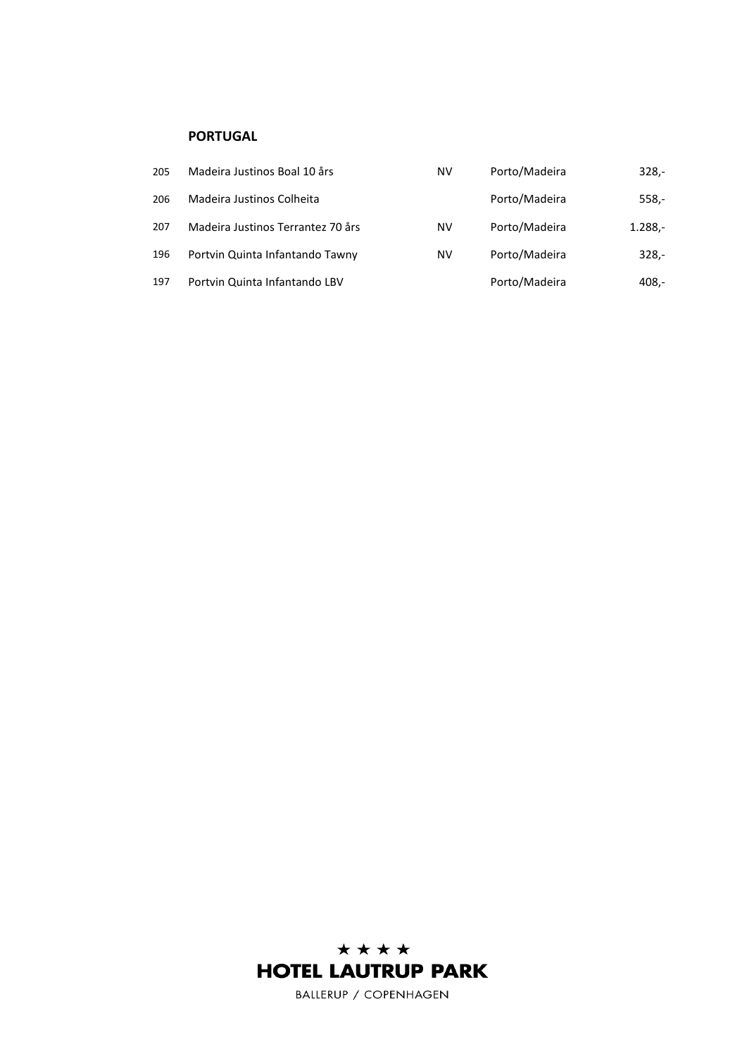## PORTUGAL

| | | | | |
|---|---|---|---|---|
| 205 | Madeira Justinos Boal 10 års | NV | Porto/Madeira | 328,- |
| 206 | Madeira Justinos Colheita | | Porto/Madeira | 558,- |
| 207 | Madeira Justinos Terrantez 70 års | NV | Porto/Madeira | 1.288,- |
| 196 | Portvin Quinta Infantando Tawny | NV | Porto/Madeira | 328,- |
| 197 | Portvin Quinta Infantando LBV | | Porto/Madeira | 408,- |

★ ★ ★ ★
HOTEL LAUTRUP PARK
BALLERUP / COPENHAGEN